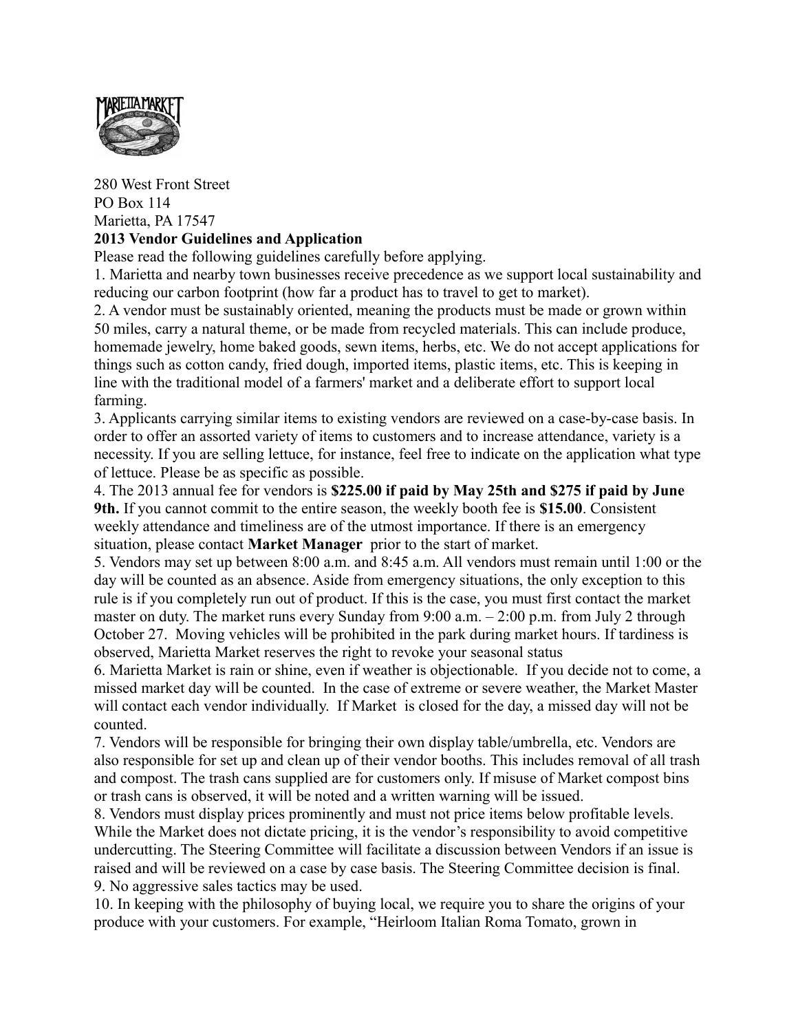280 West Front Street
PO Box 114
Marietta, PA 17547

**2013 Vendor Guidelines and Application**

Please read the following guidelines carefully before applying.

1. Marietta and nearby town businesses receive precedence as we support local sustainability and reducing our carbon footprint (how far a product has to travel to get to market).
2. A vendor must be sustainably oriented, meaning the products must be made or grown within 50 miles, carry a natural theme, or be made from recycled materials. This can include produce, homemade jewelry, home baked goods, sewn items, herbs, etc. We do not accept applications for things such as cotton candy, fried dough, imported items, plastic items, etc. This is keeping in line with the traditional model of a farmers' market and a deliberate effort to support local farming.
3. Applicants carrying similar items to existing vendors are reviewed on a case-by-case basis. In order to offer an assorted variety of items to customers and to increase attendance, variety is a necessity. If you are selling lettuce, for instance, feel free to indicate on the application what type of lettuce. Please be as specific as possible.
4. The 2013 annual fee for vendors is **$225.00 if paid by May 25th and $275 if paid by June 9th.** If you cannot commit to the entire season, the weekly booth fee is **$15.00**. Consistent weekly attendance and timeliness are of the utmost importance. If there is an emergency situation, please contact **Market Manager** prior to the start of market.
5. Vendors may set up between 8:00 a.m. and 8:45 a.m. All vendors must remain until 1:00 or the day will be counted as an absence. Aside from emergency situations, the only exception to this rule is if you completely run out of product. If this is the case, you must first contact the market master on duty. The market runs every Sunday from 9:00 a.m. – 2:00 p.m. from July 2 through October 27. Moving vehicles will be prohibited in the park during market hours. If tardiness is observed, Marietta Market reserves the right to revoke your seasonal status
6. Marietta Market is rain or shine, even if weather is objectionable. If you decide not to come, a missed market day will be counted. In the case of extreme or severe weather, the Market Master will contact each vendor individually. If Market is closed for the day, a missed day will not be counted.
7. Vendors will be responsible for bringing their own display table/umbrella, etc. Vendors are also responsible for set up and clean up of their vendor booths. This includes removal of all trash and compost. The trash cans supplied are for customers only. If misuse of Market compost bins or trash cans is observed, it will be noted and a written warning will be issued.
8. Vendors must display prices prominently and must not price items below profitable levels. While the Market does not dictate pricing, it is the vendor's responsibility to avoid competitive undercutting. The Steering Committee will facilitate a discussion between Vendors if an issue is raised and will be reviewed on a case by case basis. The Steering Committee decision is final.
9. No aggressive sales tactics may be used.
10. In keeping with the philosophy of buying local, we require you to share the origins of your produce with your customers. For example, "Heirloom Italian Roma Tomato, grown in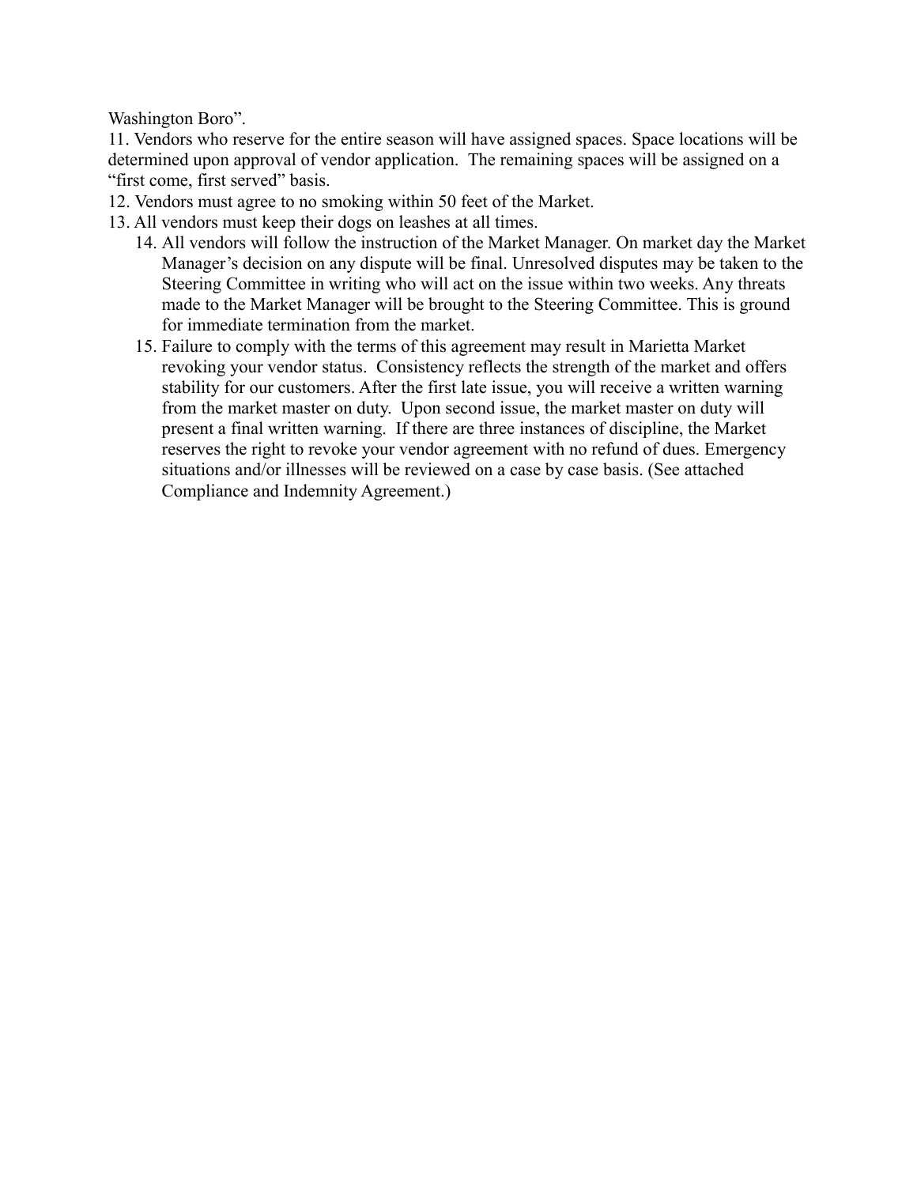Washington Boro".

11. Vendors who reserve for the entire season will have assigned spaces. Space locations will be determined upon approval of vendor application. The remaining spaces will be assigned on a "first come, first served" basis.
12. Vendors must agree to no smoking within 50 feet of the Market.
13. All vendors must keep their dogs on leashes at all times.
14. All vendors will follow the instruction of the Market Manager. On market day the Market Manager's decision on any dispute will be final. Unresolved disputes may be taken to the Steering Committee in writing who will act on the issue within two weeks. Any threats made to the Market Manager will be brought to the Steering Committee. This is ground for immediate termination from the market.
15. Failure to comply with the terms of this agreement may result in Marietta Market revoking your vendor status. Consistency reflects the strength of the market and offers stability for our customers. After the first late issue, you will receive a written warning from the market master on duty. Upon second issue, the market master on duty will present a final written warning. If there are three instances of discipline, the Market reserves the right to revoke your vendor agreement with no refund of dues. Emergency situations and/or illnesses will be reviewed on a case by case basis. (See attached Compliance and Indemnity Agreement.)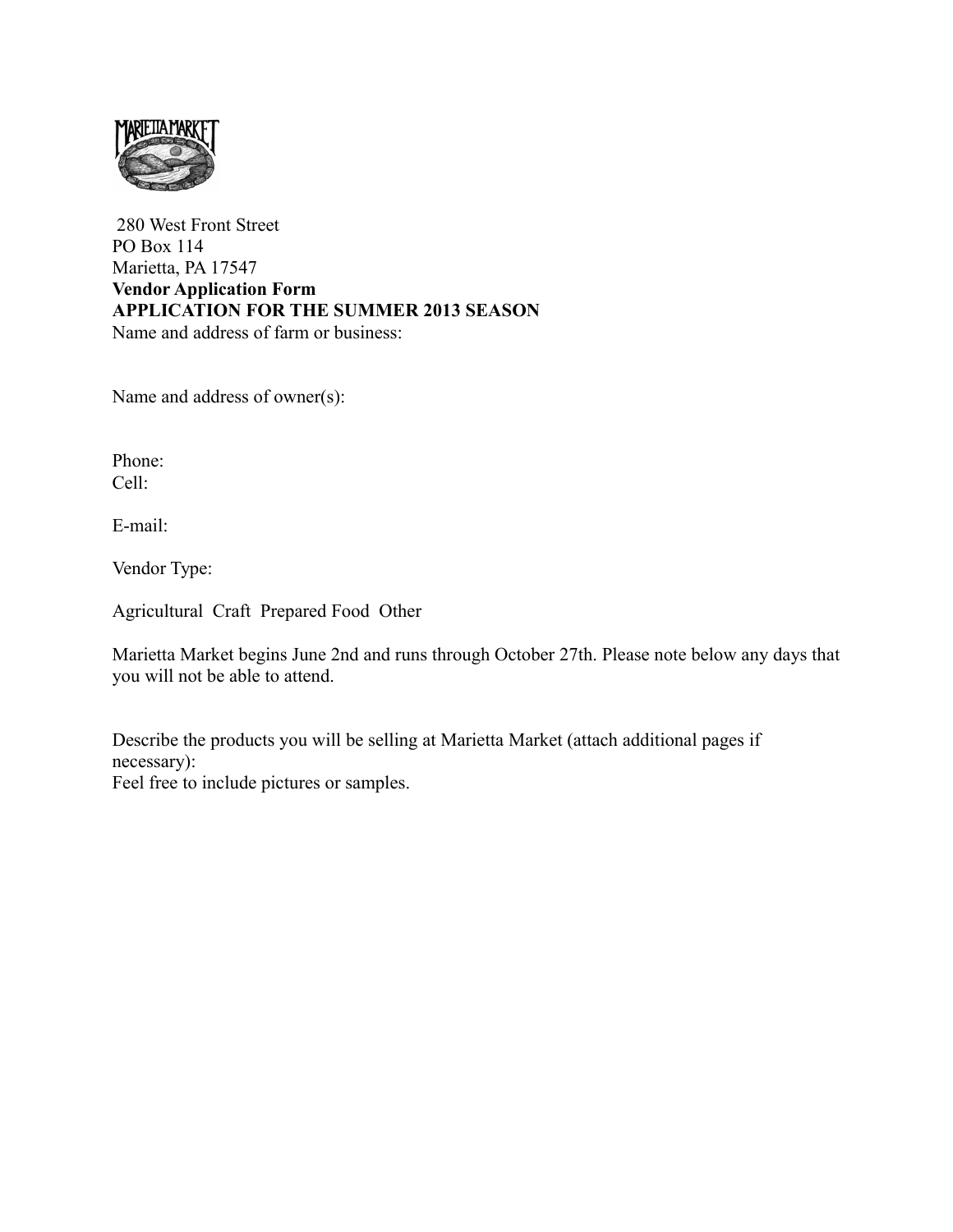280 West Front Street
PO Box 114
Marietta, PA 17547

**Vendor Application Form**

**APPLICATION FOR THE SUMMER 2013 SEASON**

Name and address of farm or business:

Name and address of owner(s):

Phone:
Cell:

E-mail:

Vendor Type:

Agricultural Craft Prepared Food Other

Marietta Market begins June 2nd and runs through October 27th. Please note below any days that you will not be able to attend.

Describe the products you will be selling at Marietta Market (attach additional pages if necessary):
Feel free to include pictures or samples.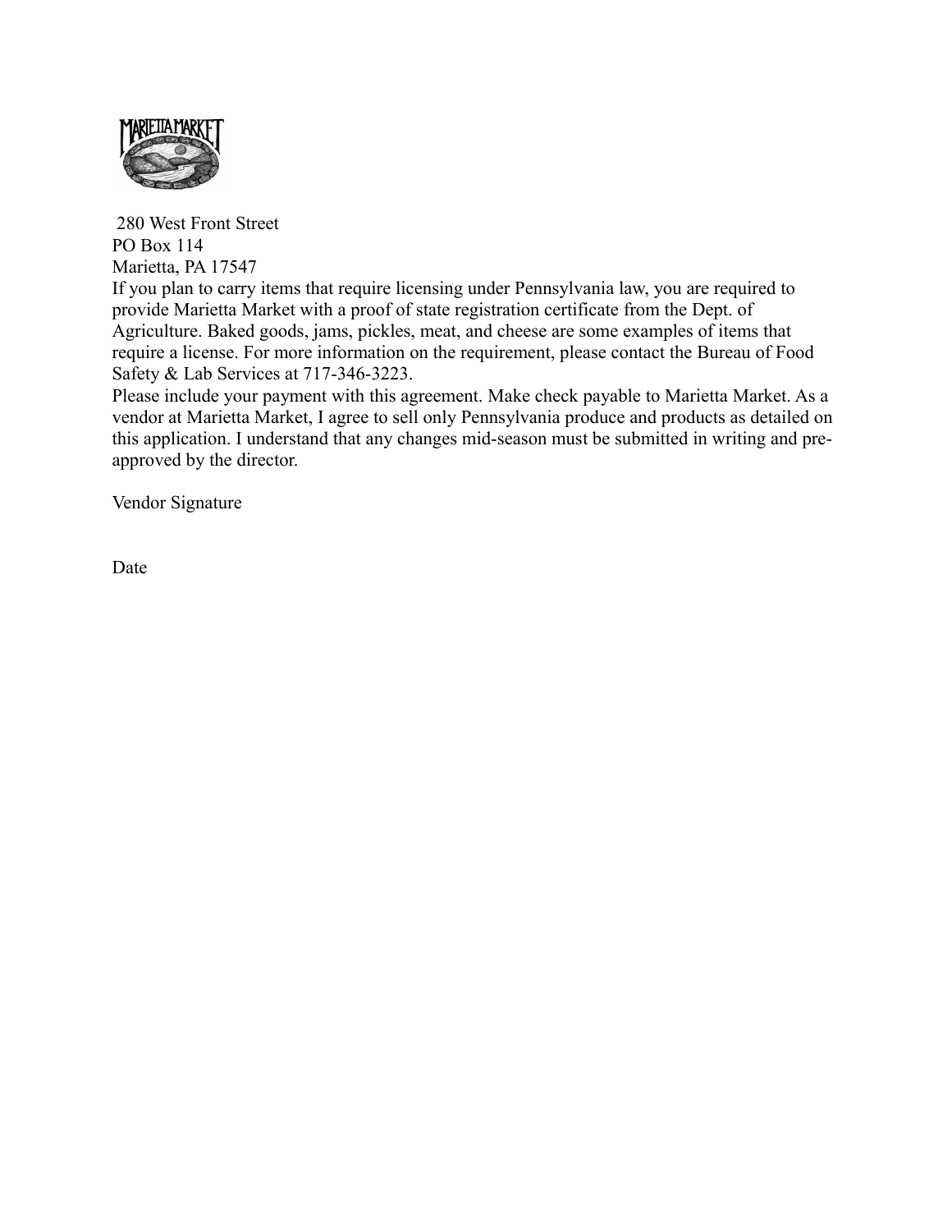280 West Front Street
PO Box 114
Marietta, PA 17547

If you plan to carry items that require licensing under Pennsylvania law, you are required to provide Marietta Market with a proof of state registration certificate from the Dept. of Agriculture. Baked goods, jams, pickles, meat, and cheese are some examples of items that require a license. For more information on the requirement, please contact the Bureau of Food Safety & Lab Services at 717-346-3223.

Please include your payment with this agreement. Make check payable to Marietta Market. As a vendor at Marietta Market, I agree to sell only Pennsylvania produce and products as detailed on this application. I understand that any changes mid-season must be submitted in writing and pre-approved by the director.

Vendor Signature

Date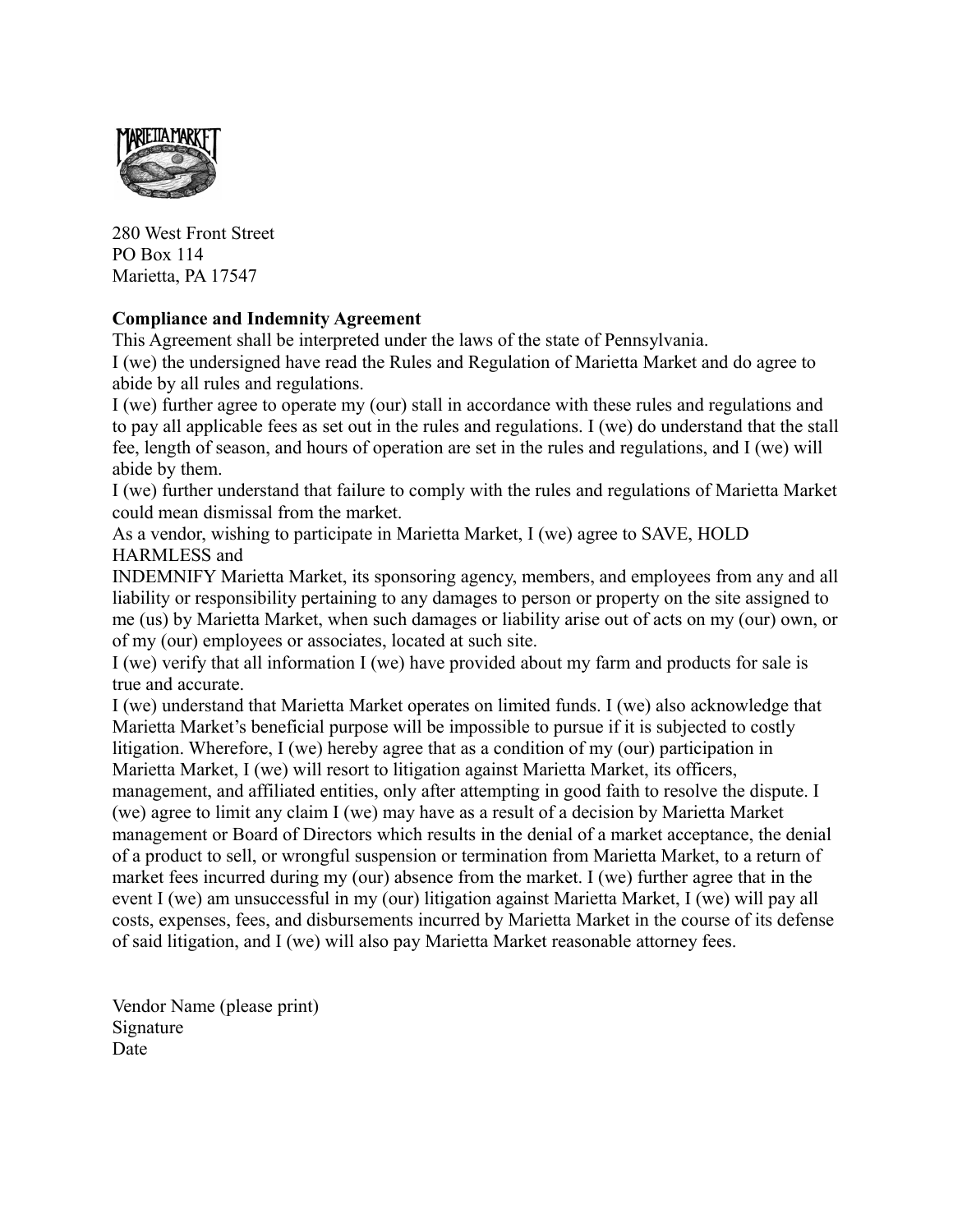280 West Front Street
PO Box 114
Marietta, PA 17547

**Compliance and Indemnity Agreement**

This Agreement shall be interpreted under the laws of the state of Pennsylvania.

I (we) the undersigned have read the Rules and Regulation of Marietta Market and do agree to abide by all rules and regulations.

I (we) further agree to operate my (our) stall in accordance with these rules and regulations and to pay all applicable fees as set out in the rules and regulations. I (we) do understand that the stall fee, length of season, and hours of operation are set in the rules and regulations, and I (we) will abide by them.

I (we) further understand that failure to comply with the rules and regulations of Marietta Market could mean dismissal from the market.

As a vendor, wishing to participate in Marietta Market, I (we) agree to SAVE, HOLD HARMLESS and

INDEMNIFY Marietta Market, its sponsoring agency, members, and employees from any and all liability or responsibility pertaining to any damages to person or property on the site assigned to me (us) by Marietta Market, when such damages or liability arise out of acts on my (our) own, or of my (our) employees or associates, located at such site.

I (we) verify that all information I (we) have provided about my farm and products for sale is true and accurate.

I (we) understand that Marietta Market operates on limited funds. I (we) also acknowledge that Marietta Market's beneficial purpose will be impossible to pursue if it is subjected to costly litigation. Wherefore, I (we) hereby agree that as a condition of my (our) participation in Marietta Market, I (we) will resort to litigation against Marietta Market, its officers, management, and affiliated entities, only after attempting in good faith to resolve the dispute. I (we) agree to limit any claim I (we) may have as a result of a decision by Marietta Market management or Board of Directors which results in the denial of a market acceptance, the denial of a product to sell, or wrongful suspension or termination from Marietta Market, to a return of market fees incurred during my (our) absence from the market. I (we) further agree that in the event I (we) am unsuccessful in my (our) litigation against Marietta Market, I (we) will pay all costs, expenses, fees, and disbursements incurred by Marietta Market in the course of its defense of said litigation, and I (we) will also pay Marietta Market reasonable attorney fees.

Vendor Name (please print)
Signature
Date